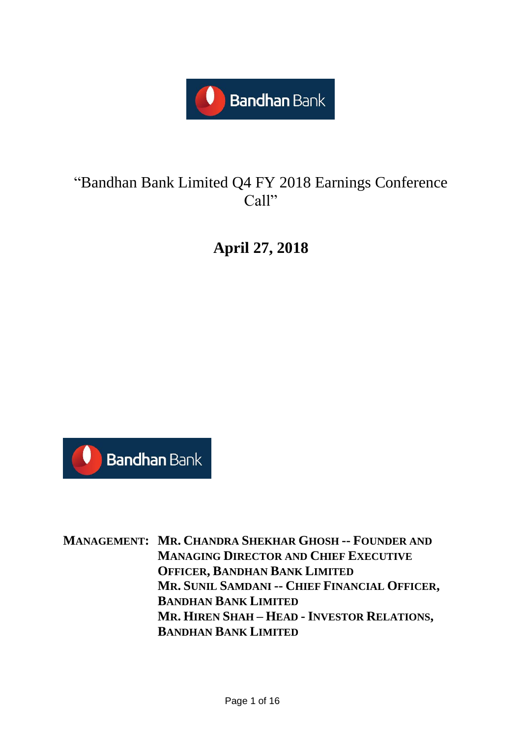# "Bandhan Bank Limited Q4 FY 2018 Earnings Conference Call"

## April 27, 2018

**MANAGEMENT:** **MR. CHANDRA SHEKHAR GHOSH -- FOUNDER AND MANAGING DIRECTOR AND CHIEF EXECUTIVE OFFICER, BANDHAN BANK LIMITED**
**MR. SUNIL SAMDANI -- CHIEF FINANCIAL OFFICER, BANDHAN BANK LIMITED**
**MR. HIREN SHAH – HEAD - INVESTOR RELATIONS, BANDHAN BANK LIMITED**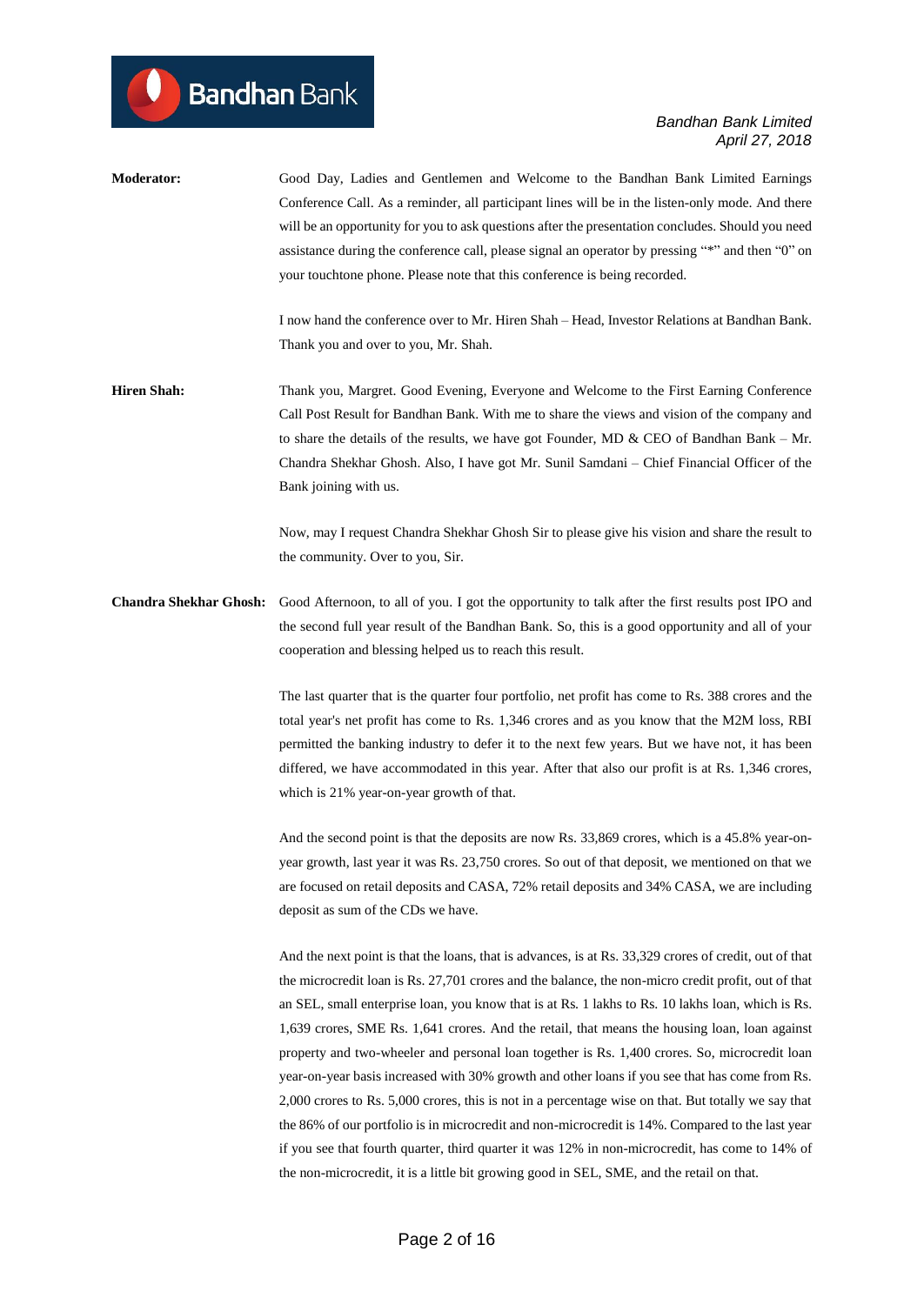**Moderator:** Good Day, Ladies and Gentlemen and Welcome to the Bandhan Bank Limited Earnings Conference Call. As a reminder, all participant lines will be in the listen-only mode. And there will be an opportunity for you to ask questions after the presentation concludes. Should you need assistance during the conference call, please signal an operator by pressing "*" and then "0" on your touchtone phone. Please note that this conference is being recorded.

I now hand the conference over to Mr. Hiren Shah – Head, Investor Relations at Bandhan Bank. Thank you and over to you, Mr. Shah.

**Hiren Shah:** Thank you, Margret. Good Evening, Everyone and Welcome to the First Earning Conference Call Post Result for Bandhan Bank. With me to share the views and vision of the company and to share the details of the results, we have got Founder, MD & CEO of Bandhan Bank – Mr. Chandra Shekhar Ghosh. Also, I have got Mr. Sunil Samdani – Chief Financial Officer of the Bank joining with us.

Now, may I request Chandra Shekhar Ghosh Sir to please give his vision and share the result to the community. Over to you, Sir.

**Chandra Shekhar Ghosh:** Good Afternoon, to all of you. I got the opportunity to talk after the first results post IPO and the second full year result of the Bandhan Bank. So, this is a good opportunity and all of your cooperation and blessing helped us to reach this result.

The last quarter that is the quarter four portfolio, net profit has come to Rs. 388 crores and the total year's net profit has come to Rs. 1,346 crores and as you know that the M2M loss, RBI permitted the banking industry to defer it to the next few years. But we have not, it has been differed, we have accommodated in this year. After that also our profit is at Rs. 1,346 crores, which is 21% year-on-year growth of that.

And the second point is that the deposits are now Rs. 33,869 crores, which is a 45.8% year-on-year growth, last year it was Rs. 23,750 crores. So out of that deposit, we mentioned on that we are focused on retail deposits and CASA, 72% retail deposits and 34% CASA, we are including deposit as sum of the CDs we have.

And the next point is that the loans, that is advances, is at Rs. 33,329 crores of credit, out of that the microcredit loan is Rs. 27,701 crores and the balance, the non-micro credit profit, out of that an SEL, small enterprise loan, you know that is at Rs. 1 lakhs to Rs. 10 lakhs loan, which is Rs. 1,639 crores, SME Rs. 1,641 crores. And the retail, that means the housing loan, loan against property and two-wheeler and personal loan together is Rs. 1,400 crores. So, microcredit loan year-on-year basis increased with 30% growth and other loans if you see that has come from Rs. 2,000 crores to Rs. 5,000 crores, this is not in a percentage wise on that. But totally we say that the 86% of our portfolio is in microcredit and non-microcredit is 14%. Compared to the last year if you see that fourth quarter, third quarter it was 12% in non-microcredit, has come to 14% of the non-microcredit, it is a little bit growing good in SEL, SME, and the retail on that.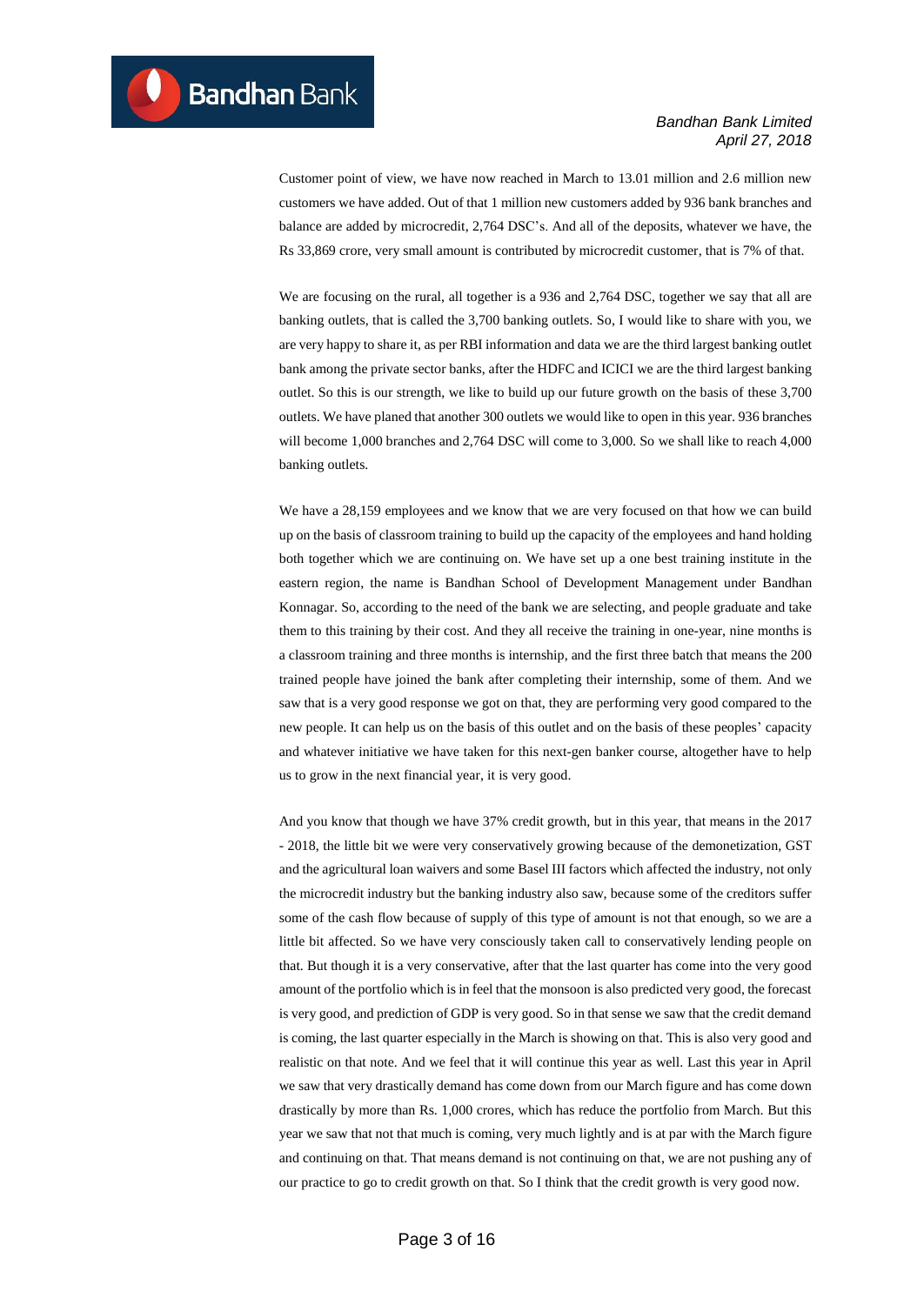Customer point of view, we have now reached in March to 13.01 million and 2.6 million new customers we have added. Out of that 1 million new customers added by 936 bank branches and balance are added by microcredit, 2,764 DSC's. And all of the deposits, whatever we have, the Rs 33,869 crore, very small amount is contributed by microcredit customer, that is 7% of that.

We are focusing on the rural, all together is a 936 and 2,764 DSC, together we say that all are banking outlets, that is called the 3,700 banking outlets. So, I would like to share with you, we are very happy to share it, as per RBI information and data we are the third largest banking outlet bank among the private sector banks, after the HDFC and ICICI we are the third largest banking outlet. So this is our strength, we like to build up our future growth on the basis of these 3,700 outlets. We have planed that another 300 outlets we would like to open in this year. 936 branches will become 1,000 branches and 2,764 DSC will come to 3,000. So we shall like to reach 4,000 banking outlets.

We have a 28,159 employees and we know that we are very focused on that how we can build up on the basis of classroom training to build up the capacity of the employees and hand holding both together which we are continuing on. We have set up a one best training institute in the eastern region, the name is Bandhan School of Development Management under Bandhan Konnagar. So, according to the need of the bank we are selecting, and people graduate and take them to this training by their cost. And they all receive the training in one-year, nine months is a classroom training and three months is internship, and the first three batch that means the 200 trained people have joined the bank after completing their internship, some of them. And we saw that is a very good response we got on that, they are performing very good compared to the new people. It can help us on the basis of this outlet and on the basis of these peoples' capacity and whatever initiative we have taken for this next-gen banker course, altogether have to help us to grow in the next financial year, it is very good.

And you know that though we have 37% credit growth, but in this year, that means in the 2017 - 2018, the little bit we were very conservatively growing because of the demonetization, GST and the agricultural loan waivers and some Basel III factors which affected the industry, not only the microcredit industry but the banking industry also saw, because some of the creditors suffer some of the cash flow because of supply of this type of amount is not that enough, so we are a little bit affected. So we have very consciously taken call to conservatively lending people on that. But though it is a very conservative, after that the last quarter has come into the very good amount of the portfolio which is in feel that the monsoon is also predicted very good, the forecast is very good, and prediction of GDP is very good. So in that sense we saw that the credit demand is coming, the last quarter especially in the March is showing on that. This is also very good and realistic on that note. And we feel that it will continue this year as well. Last this year in April we saw that very drastically demand has come down from our March figure and has come down drastically by more than Rs. 1,000 crores, which has reduce the portfolio from March. But this year we saw that not that much is coming, very much lightly and is at par with the March figure and continuing on that. That means demand is not continuing on that, we are not pushing any of our practice to go to credit growth on that. So I think that the credit growth is very good now.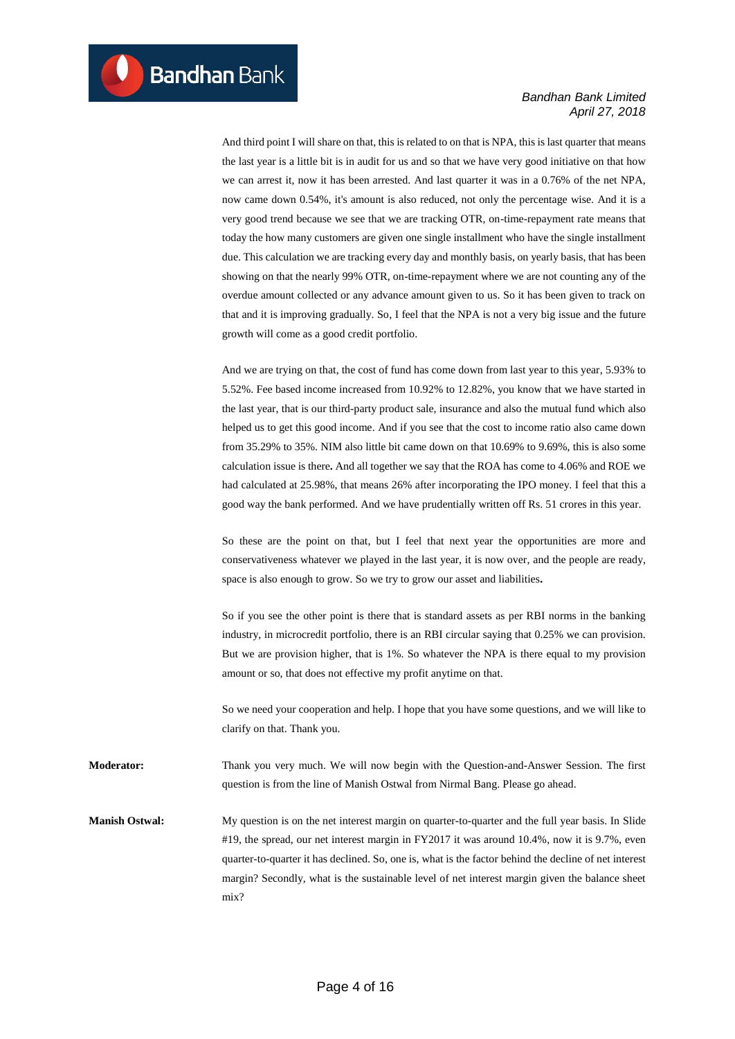And third point I will share on that, this is related to on that is NPA, this is last quarter that means the last year is a little bit is in audit for us and so that we have very good initiative on that how we can arrest it, now it has been arrested. And last quarter it was in a 0.76% of the net NPA, now came down 0.54%, it's amount is also reduced, not only the percentage wise. And it is a very good trend because we see that we are tracking OTR, on-time-repayment rate means that today the how many customers are given one single installment who have the single installment due. This calculation we are tracking every day and monthly basis, on yearly basis, that has been showing on that the nearly 99% OTR, on-time-repayment where we are not counting any of the overdue amount collected or any advance amount given to us. So it has been given to track on that and it is improving gradually. So, I feel that the NPA is not a very big issue and the future growth will come as a good credit portfolio.

And we are trying on that, the cost of fund has come down from last year to this year, 5.93% to 5.52%. Fee based income increased from 10.92% to 12.82%, you know that we have started in the last year, that is our third-party product sale, insurance and also the mutual fund which also helped us to get this good income. And if you see that the cost to income ratio also came down from 35.29% to 35%. NIM also little bit came down on that 10.69% to 9.69%, this is also some calculation issue is there**.** And all together we say that the ROA has come to 4.06% and ROE we had calculated at 25.98%, that means 26% after incorporating the IPO money. I feel that this a good way the bank performed. And we have prudentially written off Rs. 51 crores in this year.

So these are the point on that, but I feel that next year the opportunities are more and conservativeness whatever we played in the last year, it is now over, and the people are ready, space is also enough to grow. So we try to grow our asset and liabilities**.**

So if you see the other point is there that is standard assets as per RBI norms in the banking industry, in microcredit portfolio, there is an RBI circular saying that 0.25% we can provision. But we are provision higher, that is 1%. So whatever the NPA is there equal to my provision amount or so, that does not effective my profit anytime on that.

So we need your cooperation and help. I hope that you have some questions, and we will like to clarify on that. Thank you.

**Moderator:** Thank you very much. We will now begin with the Question-and-Answer Session. The first question is from the line of Manish Ostwal from Nirmal Bang. Please go ahead.

**Manish Ostwal:** My question is on the net interest margin on quarter-to-quarter and the full year basis. In Slide #19, the spread, our net interest margin in FY2017 it was around 10.4%, now it is 9.7%, even quarter-to-quarter it has declined. So, one is, what is the factor behind the decline of net interest margin? Secondly, what is the sustainable level of net interest margin given the balance sheet mix?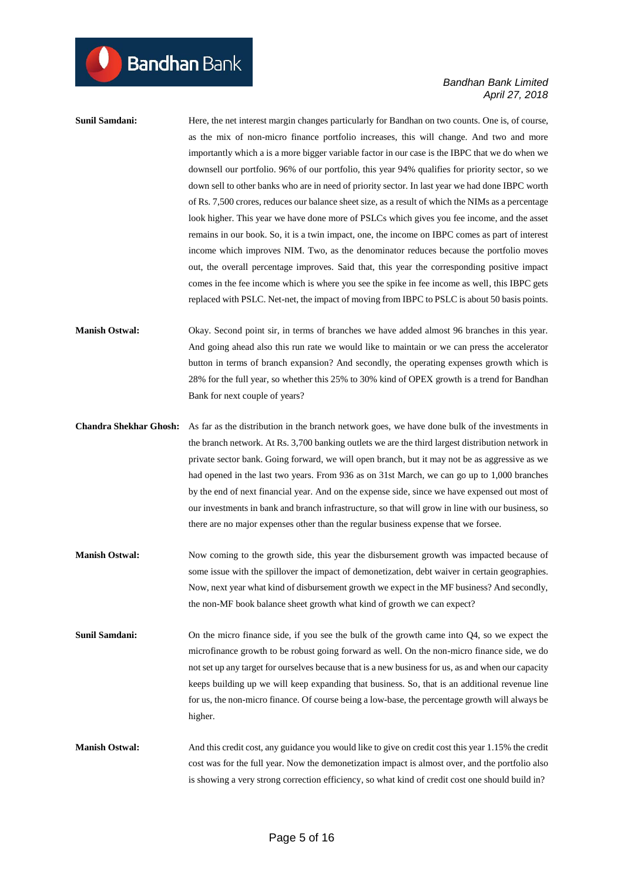**Sunil Samdani:** Here, the net interest margin changes particularly for Bandhan on two counts. One is, of course, as the mix of non-micro finance portfolio increases, this will change. And two and more importantly which a is a more bigger variable factor in our case is the IBPC that we do when we downsell our portfolio. 96% of our portfolio, this year 94% qualifies for priority sector, so we down sell to other banks who are in need of priority sector. In last year we had done IBPC worth of Rs. 7,500 crores, reduces our balance sheet size, as a result of which the NIMs as a percentage look higher. This year we have done more of PSLCs which gives you fee income, and the asset remains in our book. So, it is a twin impact, one, the income on IBPC comes as part of interest income which improves NIM. Two, as the denominator reduces because the portfolio moves out, the overall percentage improves. Said that, this year the corresponding positive impact comes in the fee income which is where you see the spike in fee income as well, this IBPC gets replaced with PSLC. Net-net, the impact of moving from IBPC to PSLC is about 50 basis points.

**Manish Ostwal:** Okay. Second point sir, in terms of branches we have added almost 96 branches in this year. And going ahead also this run rate we would like to maintain or we can press the accelerator button in terms of branch expansion? And secondly, the operating expenses growth which is 28% for the full year, so whether this 25% to 30% kind of OPEX growth is a trend for Bandhan Bank for next couple of years?

**Chandra Shekhar Ghosh:** As far as the distribution in the branch network goes, we have done bulk of the investments in the branch network. At Rs. 3,700 banking outlets we are the third largest distribution network in private sector bank. Going forward, we will open branch, but it may not be as aggressive as we had opened in the last two years. From 936 as on 31st March, we can go up to 1,000 branches by the end of next financial year. And on the expense side, since we have expensed out most of our investments in bank and branch infrastructure, so that will grow in line with our business, so there are no major expenses other than the regular business expense that we forsee.

**Manish Ostwal:** Now coming to the growth side, this year the disbursement growth was impacted because of some issue with the spillover the impact of demonetization, debt waiver in certain geographies. Now, next year what kind of disbursement growth we expect in the MF business? And secondly, the non-MF book balance sheet growth what kind of growth we can expect?

**Sunil Samdani:** On the micro finance side, if you see the bulk of the growth came into Q4, so we expect the microfinance growth to be robust going forward as well. On the non-micro finance side, we do not set up any target for ourselves because that is a new business for us, as and when our capacity keeps building up we will keep expanding that business. So, that is an additional revenue line for us, the non-micro finance. Of course being a low-base, the percentage growth will always be higher.

**Manish Ostwal:** And this credit cost, any guidance you would like to give on credit cost this year 1.15% the credit cost was for the full year. Now the demonetization impact is almost over, and the portfolio also is showing a very strong correction efficiency, so what kind of credit cost one should build in?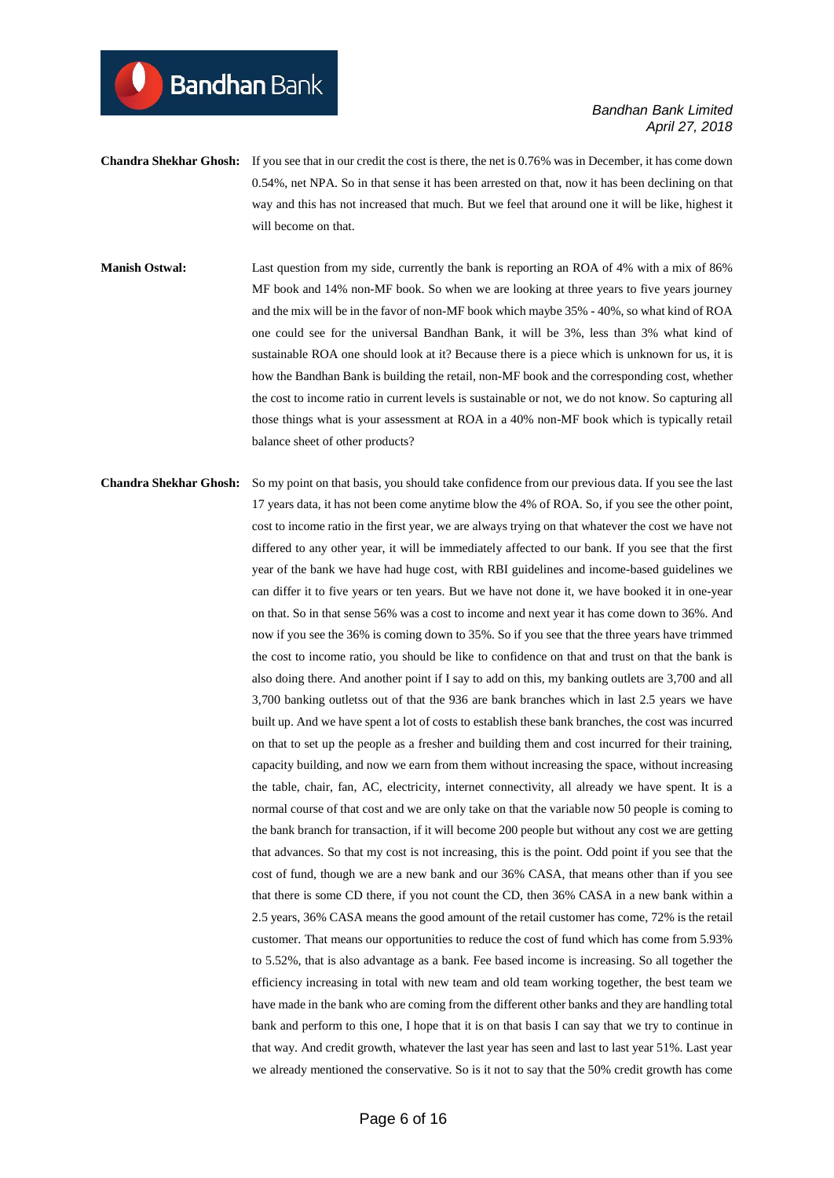**Chandra Shekhar Ghosh:** If you see that in our credit the cost is there, the net is 0.76% was in December, it has come down 0.54%, net NPA. So in that sense it has been arrested on that, now it has been declining on that way and this has not increased that much. But we feel that around one it will be like, highest it will become on that.

**Manish Ostwal:** Last question from my side, currently the bank is reporting an ROA of 4% with a mix of 86% MF book and 14% non-MF book. So when we are looking at three years to five years journey and the mix will be in the favor of non-MF book which maybe 35% - 40%, so what kind of ROA one could see for the universal Bandhan Bank, it will be 3%, less than 3% what kind of sustainable ROA one should look at it? Because there is a piece which is unknown for us, it is how the Bandhan Bank is building the retail, non-MF book and the corresponding cost, whether the cost to income ratio in current levels is sustainable or not, we do not know. So capturing all those things what is your assessment at ROA in a 40% non-MF book which is typically retail balance sheet of other products?

**Chandra Shekhar Ghosh:** So my point on that basis, you should take confidence from our previous data. If you see the last 17 years data, it has not been come anytime blow the 4% of ROA. So, if you see the other point, cost to income ratio in the first year, we are always trying on that whatever the cost we have not differed to any other year, it will be immediately affected to our bank. If you see that the first year of the bank we have had huge cost, with RBI guidelines and income-based guidelines we can differ it to five years or ten years. But we have not done it, we have booked it in one-year on that. So in that sense 56% was a cost to income and next year it has come down to 36%. And now if you see the 36% is coming down to 35%. So if you see that the three years have trimmed the cost to income ratio, you should be like to confidence on that and trust on that the bank is also doing there. And another point if I say to add on this, my banking outlets are 3,700 and all 3,700 banking outletss out of that the 936 are bank branches which in last 2.5 years we have built up. And we have spent a lot of costs to establish these bank branches, the cost was incurred on that to set up the people as a fresher and building them and cost incurred for their training, capacity building, and now we earn from them without increasing the space, without increasing the table, chair, fan, AC, electricity, internet connectivity, all already we have spent. It is a normal course of that cost and we are only take on that the variable now 50 people is coming to the bank branch for transaction, if it will become 200 people but without any cost we are getting that advances. So that my cost is not increasing, this is the point. Odd point if you see that the cost of fund, though we are a new bank and our 36% CASA, that means other than if you see that there is some CD there, if you not count the CD, then 36% CASA in a new bank within a 2.5 years, 36% CASA means the good amount of the retail customer has come, 72% is the retail customer. That means our opportunities to reduce the cost of fund which has come from 5.93% to 5.52%, that is also advantage as a bank. Fee based income is increasing. So all together the efficiency increasing in total with new team and old team working together, the best team we have made in the bank who are coming from the different other banks and they are handling total bank and perform to this one, I hope that it is on that basis I can say that we try to continue in that way. And credit growth, whatever the last year has seen and last to last year 51%. Last year we already mentioned the conservative. So is it not to say that the 50% credit growth has come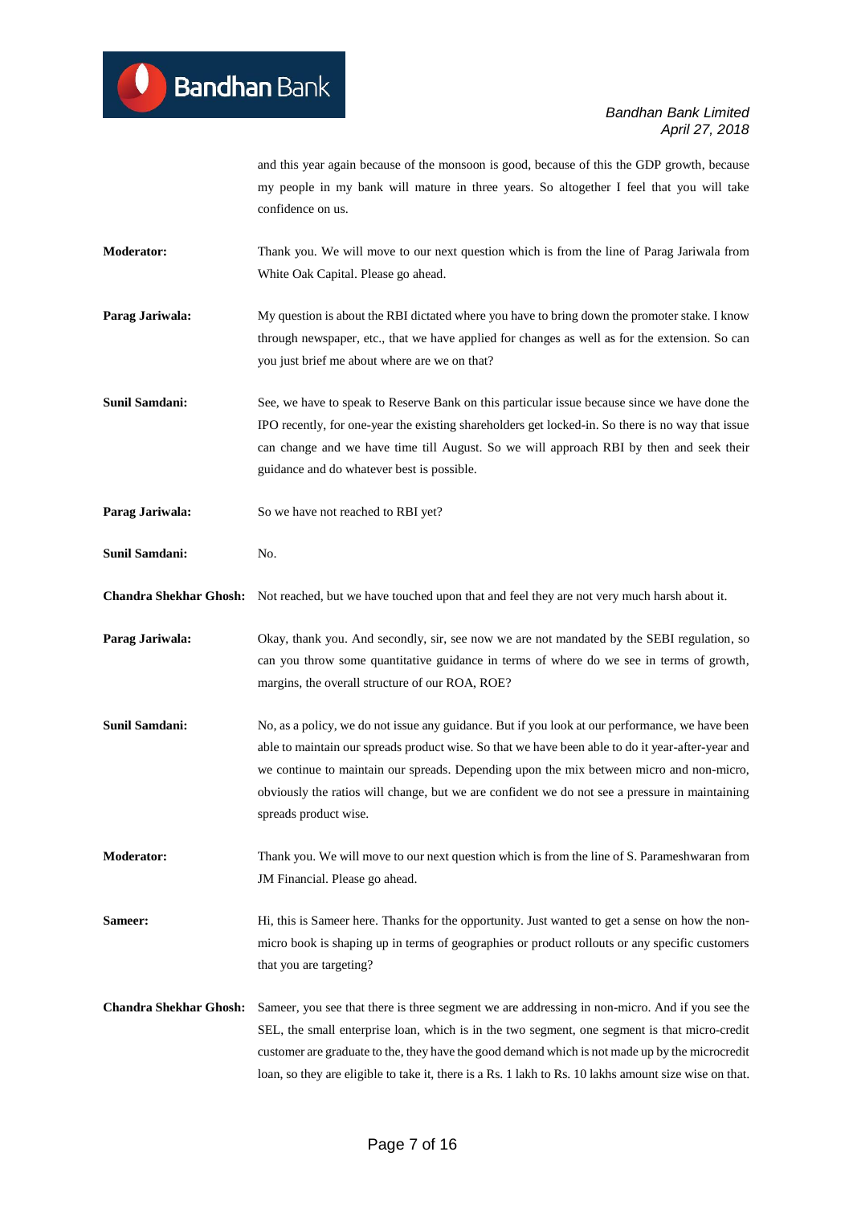and this year again because of the monsoon is good, because of this the GDP growth, because my people in my bank will mature in three years. So altogether I feel that you will take confidence on us.

**Moderator:** Thank you. We will move to our next question which is from the line of Parag Jariwala from White Oak Capital. Please go ahead.

**Parag Jariwala:** My question is about the RBI dictated where you have to bring down the promoter stake. I know through newspaper, etc., that we have applied for changes as well as for the extension. So can you just brief me about where are we on that?

**Sunil Samdani:** See, we have to speak to Reserve Bank on this particular issue because since we have done the IPO recently, for one-year the existing shareholders get locked-in. So there is no way that issue can change and we have time till August. So we will approach RBI by then and seek their guidance and do whatever best is possible.

**Parag Jariwala:** So we have not reached to RBI yet?

**Sunil Samdani:** No.

**Chandra Shekhar Ghosh:** Not reached, but we have touched upon that and feel they are not very much harsh about it.

**Parag Jariwala:** Okay, thank you. And secondly, sir, see now we are not mandated by the SEBI regulation, so can you throw some quantitative guidance in terms of where do we see in terms of growth, margins, the overall structure of our ROA, ROE?

**Sunil Samdani:** No, as a policy, we do not issue any guidance. But if you look at our performance, we have been able to maintain our spreads product wise. So that we have been able to do it year-after-year and we continue to maintain our spreads. Depending upon the mix between micro and non-micro, obviously the ratios will change, but we are confident we do not see a pressure in maintaining spreads product wise.

**Moderator:** Thank you. We will move to our next question which is from the line of S. Parameshwaran from JM Financial. Please go ahead.

**Sameer:** Hi, this is Sameer here. Thanks for the opportunity. Just wanted to get a sense on how the non-micro book is shaping up in terms of geographies or product rollouts or any specific customers that you are targeting?

**Chandra Shekhar Ghosh:** Sameer, you see that there is three segment we are addressing in non-micro. And if you see the SEL, the small enterprise loan, which is in the two segment, one segment is that micro-credit customer are graduate to the, they have the good demand which is not made up by the microcredit loan, so they are eligible to take it, there is a Rs. 1 lakh to Rs. 10 lakhs amount size wise on that.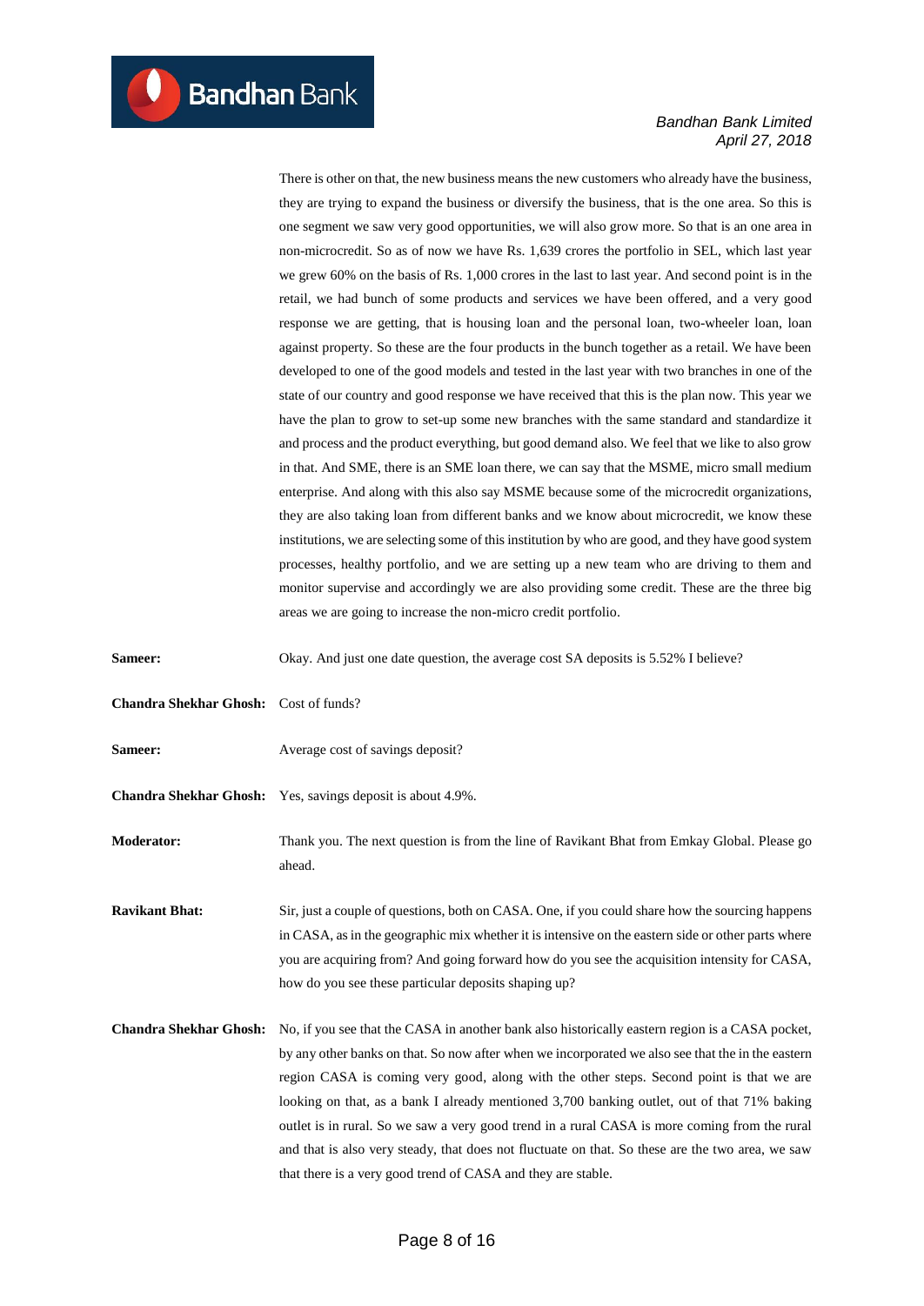There is other on that, the new business means the new customers who already have the business, they are trying to expand the business or diversify the business, that is the one area. So this is one segment we saw very good opportunities, we will also grow more. So that is an one area in non-microcredit. So as of now we have Rs. 1,639 crores the portfolio in SEL, which last year we grew 60% on the basis of Rs. 1,000 crores in the last to last year. And second point is in the retail, we had bunch of some products and services we have been offered, and a very good response we are getting, that is housing loan and the personal loan, two-wheeler loan, loan against property. So these are the four products in the bunch together as a retail. We have been developed to one of the good models and tested in the last year with two branches in one of the state of our country and good response we have received that this is the plan now. This year we have the plan to grow to set-up some new branches with the same standard and standardize it and process and the product everything, but good demand also. We feel that we like to also grow in that. And SME, there is an SME loan there, we can say that the MSME, micro small medium enterprise. And along with this also say MSME because some of the microcredit organizations, they are also taking loan from different banks and we know about microcredit, we know these institutions, we are selecting some of this institution by who are good, and they have good system processes, healthy portfolio, and we are setting up a new team who are driving to them and monitor supervise and accordingly we are also providing some credit. These are the three big areas we are going to increase the non-micro credit portfolio.

**Sameer:** Okay. And just one date question, the average cost SA deposits is 5.52% I believe?

**Chandra Shekhar Ghosh:** Cost of funds?

**Sameer:** Average cost of savings deposit?

**Chandra Shekhar Ghosh:** Yes, savings deposit is about 4.9%.

**Moderator:** Thank you. The next question is from the line of Ravikant Bhat from Emkay Global. Please go ahead.

**Ravikant Bhat:** Sir, just a couple of questions, both on CASA. One, if you could share how the sourcing happens in CASA, as in the geographic mix whether it is intensive on the eastern side or other parts where you are acquiring from? And going forward how do you see the acquisition intensity for CASA, how do you see these particular deposits shaping up?

**Chandra Shekhar Ghosh:** No, if you see that the CASA in another bank also historically eastern region is a CASA pocket, by any other banks on that. So now after when we incorporated we also see that the in the eastern region CASA is coming very good, along with the other steps. Second point is that we are looking on that, as a bank I already mentioned 3,700 banking outlet, out of that 71% baking outlet is in rural. So we saw a very good trend in a rural CASA is more coming from the rural and that is also very steady, that does not fluctuate on that. So these are the two area, we saw that there is a very good trend of CASA and they are stable.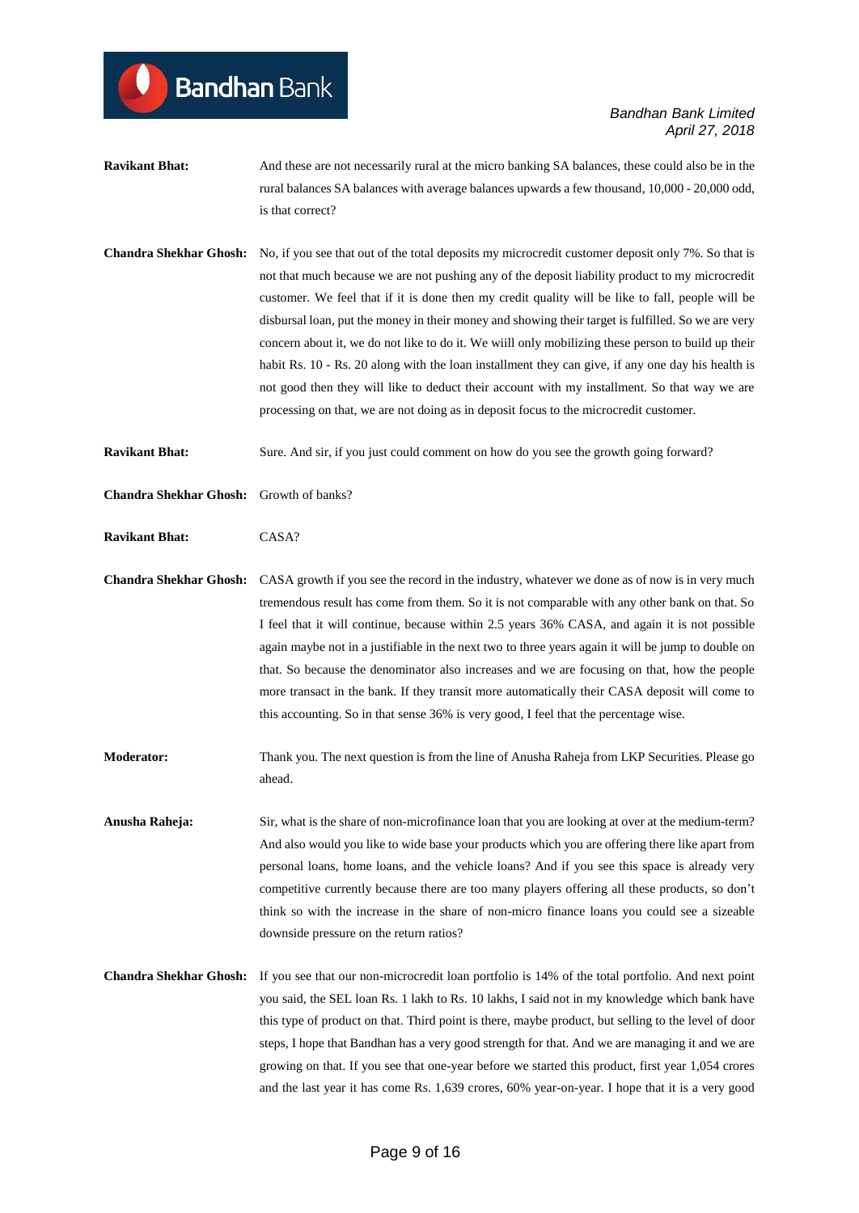**Ravikant Bhat:** And these are not necessarily rural at the micro banking SA balances, these could also be in the rural balances SA balances with average balances upwards a few thousand, 10,000 - 20,000 odd, is that correct?

**Chandra Shekhar Ghosh:** No, if you see that out of the total deposits my microcredit customer deposit only 7%. So that is not that much because we are not pushing any of the deposit liability product to my microcredit customer. We feel that if it is done then my credit quality will be like to fall, people will be disbursal loan, put the money in their money and showing their target is fulfilled. So we are very concern about it, we do not like to do it. We wiill only mobilizing these person to build up their habit Rs. 10 - Rs. 20 along with the loan installment they can give, if any one day his health is not good then they will like to deduct their account with my installment. So that way we are processing on that, we are not doing as in deposit focus to the microcredit customer.

**Ravikant Bhat:** Sure. And sir, if you just could comment on how do you see the growth going forward?

**Chandra Shekhar Ghosh:** Growth of banks?

**Ravikant Bhat:** CASA?

**Chandra Shekhar Ghosh:** CASA growth if you see the record in the industry, whatever we done as of now is in very much tremendous result has come from them. So it is not comparable with any other bank on that. So I feel that it will continue, because within 2.5 years 36% CASA, and again it is not possible again maybe not in a justifiable in the next two to three years again it will be jump to double on that. So because the denominator also increases and we are focusing on that, how the people more transact in the bank. If they transit more automatically their CASA deposit will come to this accounting. So in that sense 36% is very good, I feel that the percentage wise.

**Moderator:** Thank you. The next question is from the line of Anusha Raheja from LKP Securities. Please go ahead.

**Anusha Raheja:** Sir, what is the share of non-microfinance loan that you are looking at over at the medium-term? And also would you like to wide base your products which you are offering there like apart from personal loans, home loans, and the vehicle loans? And if you see this space is already very competitive currently because there are too many players offering all these products, so don't think so with the increase in the share of non-micro finance loans you could see a sizeable downside pressure on the return ratios?

**Chandra Shekhar Ghosh:** If you see that our non-microcredit loan portfolio is 14% of the total portfolio. And next point you said, the SEL loan Rs. 1 lakh to Rs. 10 lakhs, I said not in my knowledge which bank have this type of product on that. Third point is there, maybe product, but selling to the level of door steps, I hope that Bandhan has a very good strength for that. And we are managing it and we are growing on that. If you see that one-year before we started this product, first year 1,054 crores and the last year it has come Rs. 1,639 crores, 60% year-on-year. I hope that it is a very good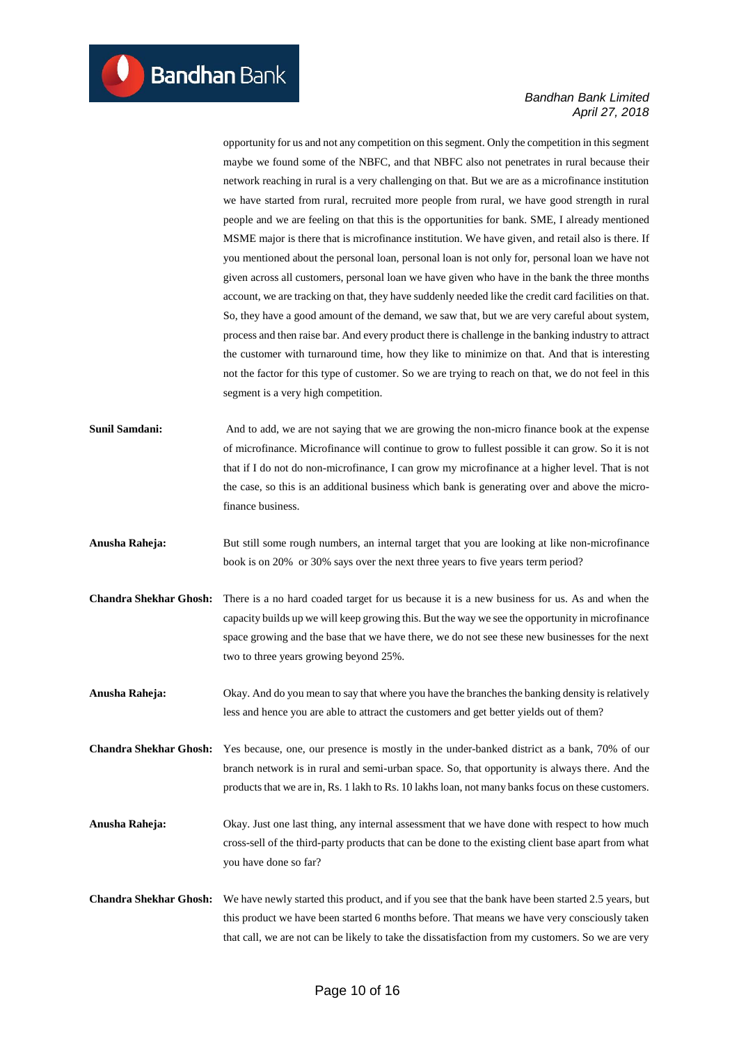opportunity for us and not any competition on this segment. Only the competition in this segment maybe we found some of the NBFC, and that NBFC also not penetrates in rural because their network reaching in rural is a very challenging on that. But we are as a microfinance institution we have started from rural, recruited more people from rural, we have good strength in rural people and we are feeling on that this is the opportunities for bank. SME, I already mentioned MSME major is there that is microfinance institution. We have given, and retail also is there. If you mentioned about the personal loan, personal loan is not only for, personal loan we have not given across all customers, personal loan we have given who have in the bank the three months account, we are tracking on that, they have suddenly needed like the credit card facilities on that. So, they have a good amount of the demand, we saw that, but we are very careful about system, process and then raise bar. And every product there is challenge in the banking industry to attract the customer with turnaround time, how they like to minimize on that. And that is interesting not the factor for this type of customer. So we are trying to reach on that, we do not feel in this segment is a very high competition.

**Sunil Samdani:** And to add, we are not saying that we are growing the non-micro finance book at the expense of microfinance. Microfinance will continue to grow to fullest possible it can grow. So it is not that if I do not do non-microfinance, I can grow my microfinance at a higher level. That is not the case, so this is an additional business which bank is generating over and above the micro-finance business.

**Anusha Raheja:** But still some rough numbers, an internal target that you are looking at like non-microfinance book is on 20% or 30% says over the next three years to five years term period?

**Chandra Shekhar Ghosh:** There is a no hard coaded target for us because it is a new business for us. As and when the capacity builds up we will keep growing this. But the way we see the opportunity in microfinance space growing and the base that we have there, we do not see these new businesses for the next two to three years growing beyond 25%.

**Anusha Raheja:** Okay. And do you mean to say that where you have the branches the banking density is relatively less and hence you are able to attract the customers and get better yields out of them?

**Chandra Shekhar Ghosh:** Yes because, one, our presence is mostly in the under-banked district as a bank, 70% of our branch network is in rural and semi-urban space. So, that opportunity is always there. And the products that we are in, Rs. 1 lakh to Rs. 10 lakhs loan, not many banks focus on these customers.

**Anusha Raheja:** Okay. Just one last thing, any internal assessment that we have done with respect to how much cross-sell of the third-party products that can be done to the existing client base apart from what you have done so far?

**Chandra Shekhar Ghosh:** We have newly started this product, and if you see that the bank have been started 2.5 years, but this product we have been started 6 months before. That means we have very consciously taken that call, we are not can be likely to take the dissatisfaction from my customers. So we are very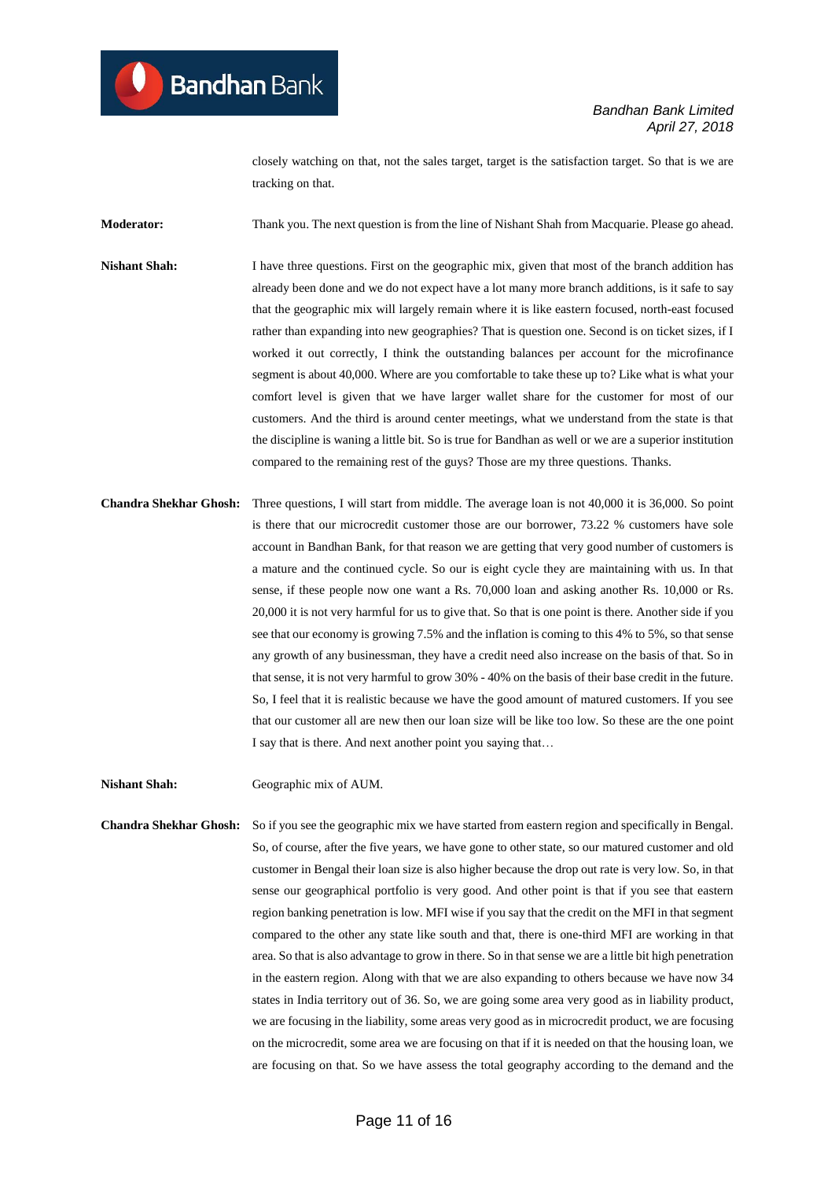closely watching on that, not the sales target, target is the satisfaction target. So that is we are tracking on that.

**Moderator:** Thank you. The next question is from the line of Nishant Shah from Macquarie. Please go ahead.

**Nishant Shah:** I have three questions. First on the geographic mix, given that most of the branch addition has already been done and we do not expect have a lot many more branch additions, is it safe to say that the geographic mix will largely remain where it is like eastern focused, north-east focused rather than expanding into new geographies? That is question one. Second is on ticket sizes, if I worked it out correctly, I think the outstanding balances per account for the microfinance segment is about 40,000. Where are you comfortable to take these up to? Like what is what your comfort level is given that we have larger wallet share for the customer for most of our customers. And the third is around center meetings, what we understand from the state is that the discipline is waning a little bit. So is true for Bandhan as well or we are a superior institution compared to the remaining rest of the guys? Those are my three questions. Thanks.

**Chandra Shekhar Ghosh:** Three questions, I will start from middle. The average loan is not 40,000 it is 36,000. So point is there that our microcredit customer those are our borrower, 73.22 % customers have sole account in Bandhan Bank, for that reason we are getting that very good number of customers is a mature and the continued cycle. So our is eight cycle they are maintaining with us. In that sense, if these people now one want a Rs. 70,000 loan and asking another Rs. 10,000 or Rs. 20,000 it is not very harmful for us to give that. So that is one point is there. Another side if you see that our economy is growing 7.5% and the inflation is coming to this 4% to 5%, so that sense any growth of any businessman, they have a credit need also increase on the basis of that. So in that sense, it is not very harmful to grow 30% - 40% on the basis of their base credit in the future. So, I feel that it is realistic because we have the good amount of matured customers. If you see that our customer all are new then our loan size will be like too low. So these are the one point I say that is there. And next another point you saying that…

**Nishant Shah:** Geographic mix of AUM.

**Chandra Shekhar Ghosh:** So if you see the geographic mix we have started from eastern region and specifically in Bengal. So, of course, after the five years, we have gone to other state, so our matured customer and old customer in Bengal their loan size is also higher because the drop out rate is very low. So, in that sense our geographical portfolio is very good. And other point is that if you see that eastern region banking penetration is low. MFI wise if you say that the credit on the MFI in that segment compared to the other any state like south and that, there is one-third MFI are working in that area. So that is also advantage to grow in there. So in that sense we are a little bit high penetration in the eastern region. Along with that we are also expanding to others because we have now 34 states in India territory out of 36. So, we are going some area very good as in liability product, we are focusing in the liability, some areas very good as in microcredit product, we are focusing on the microcredit, some area we are focusing on that if it is needed on that the housing loan, we are focusing on that. So we have assess the total geography according to the demand and the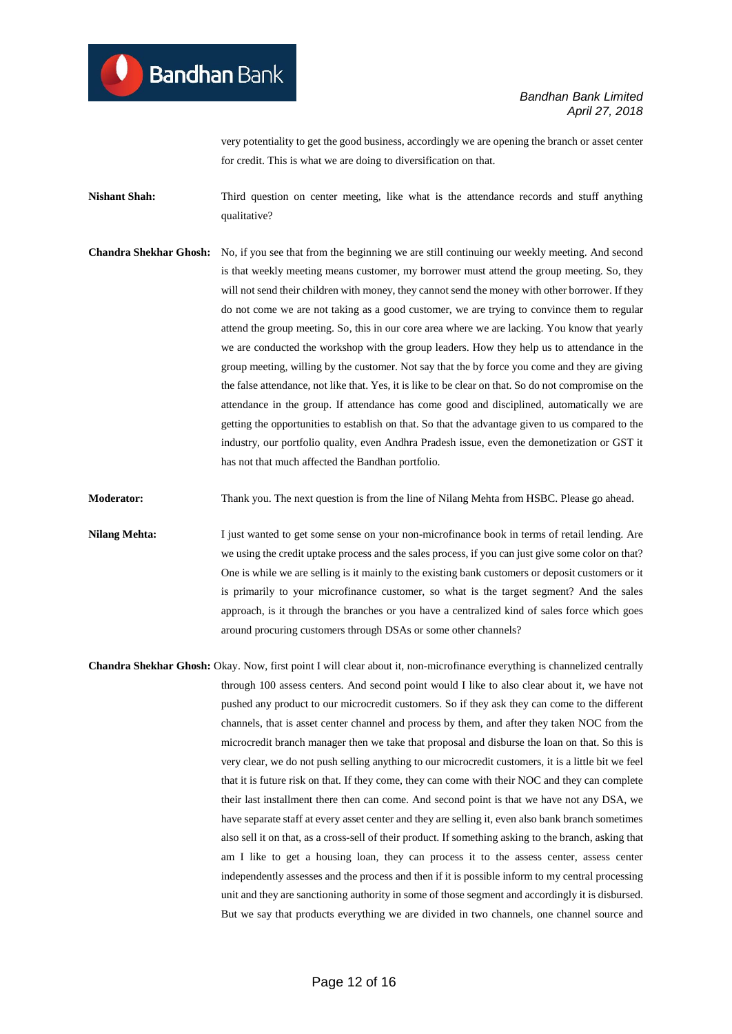very potentiality to get the good business, accordingly we are opening the branch or asset center for credit. This is what we are doing to diversification on that.

**Nishant Shah:** Third question on center meeting, like what is the attendance records and stuff anything qualitative?

**Chandra Shekhar Ghosh:** No, if you see that from the beginning we are still continuing our weekly meeting. And second is that weekly meeting means customer, my borrower must attend the group meeting. So, they will not send their children with money, they cannot send the money with other borrower. If they do not come we are not taking as a good customer, we are trying to convince them to regular attend the group meeting. So, this in our core area where we are lacking. You know that yearly we are conducted the workshop with the group leaders. How they help us to attendance in the group meeting, willing by the customer. Not say that the by force you come and they are giving the false attendance, not like that. Yes, it is like to be clear on that. So do not compromise on the attendance in the group. If attendance has come good and disciplined, automatically we are getting the opportunities to establish on that. So that the advantage given to us compared to the industry, our portfolio quality, even Andhra Pradesh issue, even the demonetization or GST it has not that much affected the Bandhan portfolio.

**Moderator:** Thank you. The next question is from the line of Nilang Mehta from HSBC. Please go ahead.

**Nilang Mehta:** I just wanted to get some sense on your non-microfinance book in terms of retail lending. Are we using the credit uptake process and the sales process, if you can just give some color on that? One is while we are selling is it mainly to the existing bank customers or deposit customers or it is primarily to your microfinance customer, so what is the target segment? And the sales approach, is it through the branches or you have a centralized kind of sales force which goes around procuring customers through DSAs or some other channels?

**Chandra Shekhar Ghosh:** Okay. Now, first point I will clear about it, non-microfinance everything is channelized centrally through 100 assess centers. And second point would I like to also clear about it, we have not pushed any product to our microcredit customers. So if they ask they can come to the different channels, that is asset center channel and process by them, and after they taken NOC from the microcredit branch manager then we take that proposal and disburse the loan on that. So this is very clear, we do not push selling anything to our microcredit customers, it is a little bit we feel that it is future risk on that. If they come, they can come with their NOC and they can complete their last installment there then can come. And second point is that we have not any DSA, we have separate staff at every asset center and they are selling it, even also bank branch sometimes also sell it on that, as a cross-sell of their product. If something asking to the branch, asking that am I like to get a housing loan, they can process it to the assess center, assess center independently assesses and the process and then if it is possible inform to my central processing unit and they are sanctioning authority in some of those segment and accordingly it is disbursed. But we say that products everything we are divided in two channels, one channel source and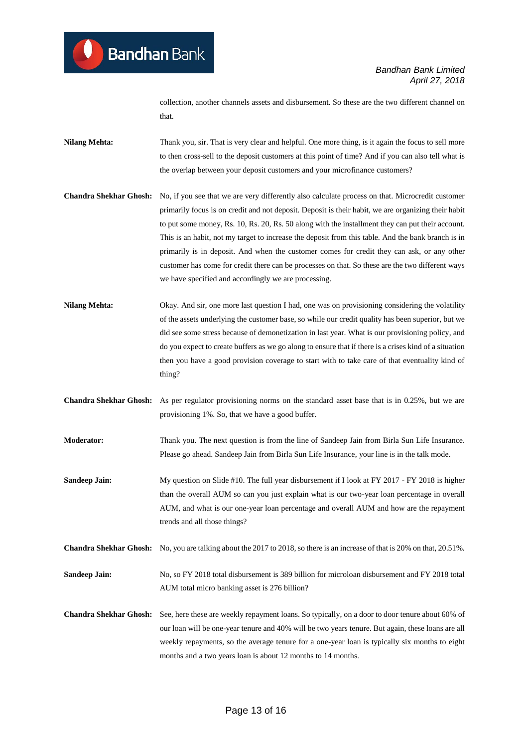collection, another channels assets and disbursement. So these are the two different channel on that.

**Nilang Mehta:** Thank you, sir. That is very clear and helpful. One more thing, is it again the focus to sell more to then cross-sell to the deposit customers at this point of time? And if you can also tell what is the overlap between your deposit customers and your microfinance customers?

**Chandra Shekhar Ghosh:** No, if you see that we are very differently also calculate process on that. Microcredit customer primarily focus is on credit and not deposit. Deposit is their habit, we are organizing their habit to put some money, Rs. 10, Rs. 20, Rs. 50 along with the installment they can put their account. This is an habit, not my target to increase the deposit from this table. And the bank branch is in primarily is in deposit. And when the customer comes for credit they can ask, or any other customer has come for credit there can be processes on that. So these are the two different ways we have specified and accordingly we are processing.

**Nilang Mehta:** Okay. And sir, one more last question I had, one was on provisioning considering the volatility of the assets underlying the customer base, so while our credit quality has been superior, but we did see some stress because of demonetization in last year. What is our provisioning policy, and do you expect to create buffers as we go along to ensure that if there is a crises kind of a situation then you have a good provision coverage to start with to take care of that eventuality kind of thing?

**Chandra Shekhar Ghosh:** As per regulator provisioning norms on the standard asset base that is in 0.25%, but we are provisioning 1%. So, that we have a good buffer.

**Moderator:** Thank you. The next question is from the line of Sandeep Jain from Birla Sun Life Insurance. Please go ahead. Sandeep Jain from Birla Sun Life Insurance, your line is in the talk mode.

**Sandeep Jain:** My question on Slide #10. The full year disbursement if I look at FY 2017 - FY 2018 is higher than the overall AUM so can you just explain what is our two-year loan percentage in overall AUM, and what is our one-year loan percentage and overall AUM and how are the repayment trends and all those things?

**Chandra Shekhar Ghosh:** No, you are talking about the 2017 to 2018, so there is an increase of that is 20% on that, 20.51%.

**Sandeep Jain:** No, so FY 2018 total disbursement is 389 billion for microloan disbursement and FY 2018 total AUM total micro banking asset is 276 billion?

**Chandra Shekhar Ghosh:** See, here these are weekly repayment loans. So typically, on a door to door tenure about 60% of our loan will be one-year tenure and 40% will be two years tenure. But again, these loans are all weekly repayments, so the average tenure for a one-year loan is typically six months to eight months and a two years loan is about 12 months to 14 months.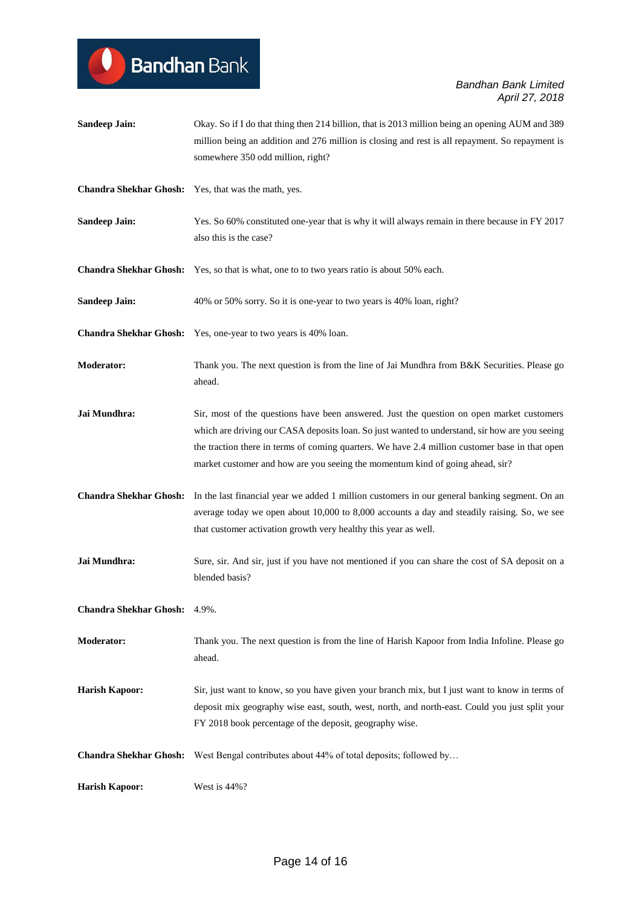**Sandeep Jain:** Okay. So if I do that thing then 214 billion, that is 2013 million being an opening AUM and 389 million being an addition and 276 million is closing and rest is all repayment. So repayment is somewhere 350 odd million, right?

**Chandra Shekhar Ghosh:** Yes, that was the math, yes.

**Sandeep Jain:** Yes. So 60% constituted one-year that is why it will always remain in there because in FY 2017 also this is the case?

**Chandra Shekhar Ghosh:** Yes, so that is what, one to to two years ratio is about 50% each.

**Sandeep Jain:** 40% or 50% sorry. So it is one-year to two years is 40% loan, right?

**Chandra Shekhar Ghosh:** Yes, one-year to two years is 40% loan.

**Moderator:** Thank you. The next question is from the line of Jai Mundhra from B&K Securities. Please go ahead.

**Jai Mundhra:** Sir, most of the questions have been answered. Just the question on open market customers which are driving our CASA deposits loan. So just wanted to understand, sir how are you seeing the traction there in terms of coming quarters. We have 2.4 million customer base in that open market customer and how are you seeing the momentum kind of going ahead, sir?

**Chandra Shekhar Ghosh:** In the last financial year we added 1 million customers in our general banking segment. On an average today we open about 10,000 to 8,000 accounts a day and steadily raising. So, we see that customer activation growth very healthy this year as well.

**Jai Mundhra:** Sure, sir. And sir, just if you have not mentioned if you can share the cost of SA deposit on a blended basis?

**Chandra Shekhar Ghosh:** 4.9%.

**Moderator:** Thank you. The next question is from the line of Harish Kapoor from India Infoline. Please go ahead.

**Harish Kapoor:** Sir, just want to know, so you have given your branch mix, but I just want to know in terms of deposit mix geography wise east, south, west, north, and north-east. Could you just split your FY 2018 book percentage of the deposit, geography wise.

**Chandra Shekhar Ghosh:** West Bengal contributes about 44% of total deposits; followed by…

**Harish Kapoor:** West is 44%?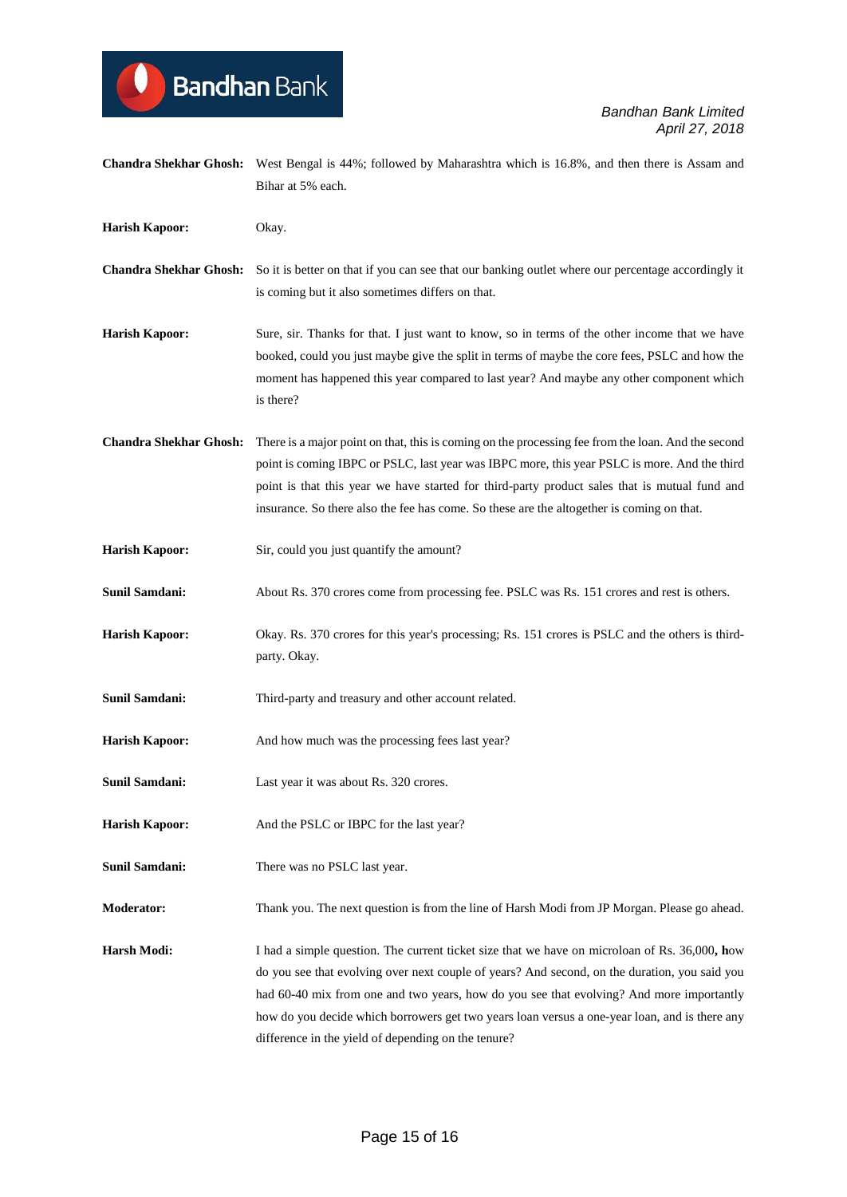**Chandra Shekhar Ghosh:** West Bengal is 44%; followed by Maharashtra which is 16.8%, and then there is Assam and Bihar at 5% each.

**Harish Kapoor:** Okay.

**Chandra Shekhar Ghosh:** So it is better on that if you can see that our banking outlet where our percentage accordingly it is coming but it also sometimes differs on that.

**Harish Kapoor:** Sure, sir. Thanks for that. I just want to know, so in terms of the other income that we have booked, could you just maybe give the split in terms of maybe the core fees, PSLC and how the moment has happened this year compared to last year? And maybe any other component which is there?

**Chandra Shekhar Ghosh:** There is a major point on that, this is coming on the processing fee from the loan. And the second point is coming IBPC or PSLC, last year was IBPC more, this year PSLC is more. And the third point is that this year we have started for third-party product sales that is mutual fund and insurance. So there also the fee has come. So these are the altogether is coming on that.

**Harish Kapoor:** Sir, could you just quantify the amount?

**Sunil Samdani:** About Rs. 370 crores come from processing fee. PSLC was Rs. 151 crores and rest is others.

**Harish Kapoor:** Okay. Rs. 370 crores for this year's processing; Rs. 151 crores is PSLC and the others is third-party. Okay.

**Sunil Samdani:** Third-party and treasury and other account related.

**Harish Kapoor:** And how much was the processing fees last year?

**Sunil Samdani:** Last year it was about Rs. 320 crores.

**Harish Kapoor:** And the PSLC or IBPC for the last year?

**Sunil Samdani:** There was no PSLC last year.

**Moderator:** Thank you. The next question is from the line of Harsh Modi from JP Morgan. Please go ahead.

**Harsh Modi:** I had a simple question. The current ticket size that we have on microloan of Rs. 36,000**, h**ow do you see that evolving over next couple of years? And second, on the duration, you said you had 60-40 mix from one and two years, how do you see that evolving? And more importantly how do you decide which borrowers get two years loan versus a one-year loan, and is there any difference in the yield of depending on the tenure?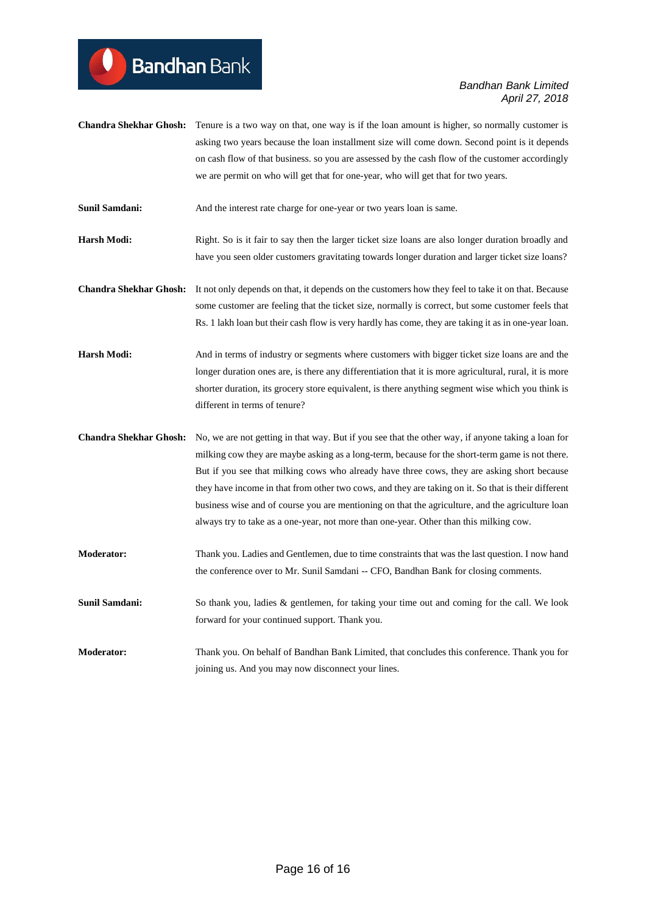**Chandra Shekhar Ghosh:** Tenure is a two way on that, one way is if the loan amount is higher, so normally customer is asking two years because the loan installment size will come down. Second point is it depends on cash flow of that business. so you are assessed by the cash flow of the customer accordingly we are permit on who will get that for one-year, who will get that for two years.

**Sunil Samdani:** And the interest rate charge for one-year or two years loan is same.

**Harsh Modi:** Right. So is it fair to say then the larger ticket size loans are also longer duration broadly and have you seen older customers gravitating towards longer duration and larger ticket size loans?

**Chandra Shekhar Ghosh:** It not only depends on that, it depends on the customers how they feel to take it on that. Because some customer are feeling that the ticket size, normally is correct, but some customer feels that Rs. 1 lakh loan but their cash flow is very hardly has come, they are taking it as in one-year loan.

**Harsh Modi:** And in terms of industry or segments where customers with bigger ticket size loans are and the longer duration ones are, is there any differentiation that it is more agricultural, rural, it is more shorter duration, its grocery store equivalent, is there anything segment wise which you think is different in terms of tenure?

**Chandra Shekhar Ghosh:** No, we are not getting in that way. But if you see that the other way, if anyone taking a loan for milking cow they are maybe asking as a long-term, because for the short-term game is not there. But if you see that milking cows who already have three cows, they are asking short because they have income in that from other two cows, and they are taking on it. So that is their different business wise and of course you are mentioning on that the agriculture, and the agriculture loan always try to take as a one-year, not more than one-year. Other than this milking cow.

**Moderator:** Thank you. Ladies and Gentlemen, due to time constraints that was the last question. I now hand the conference over to Mr. Sunil Samdani -- CFO, Bandhan Bank for closing comments.

**Sunil Samdani:** So thank you, ladies & gentlemen, for taking your time out and coming for the call. We look forward for your continued support. Thank you.

**Moderator:** Thank you. On behalf of Bandhan Bank Limited, that concludes this conference. Thank you for joining us. And you may now disconnect your lines.